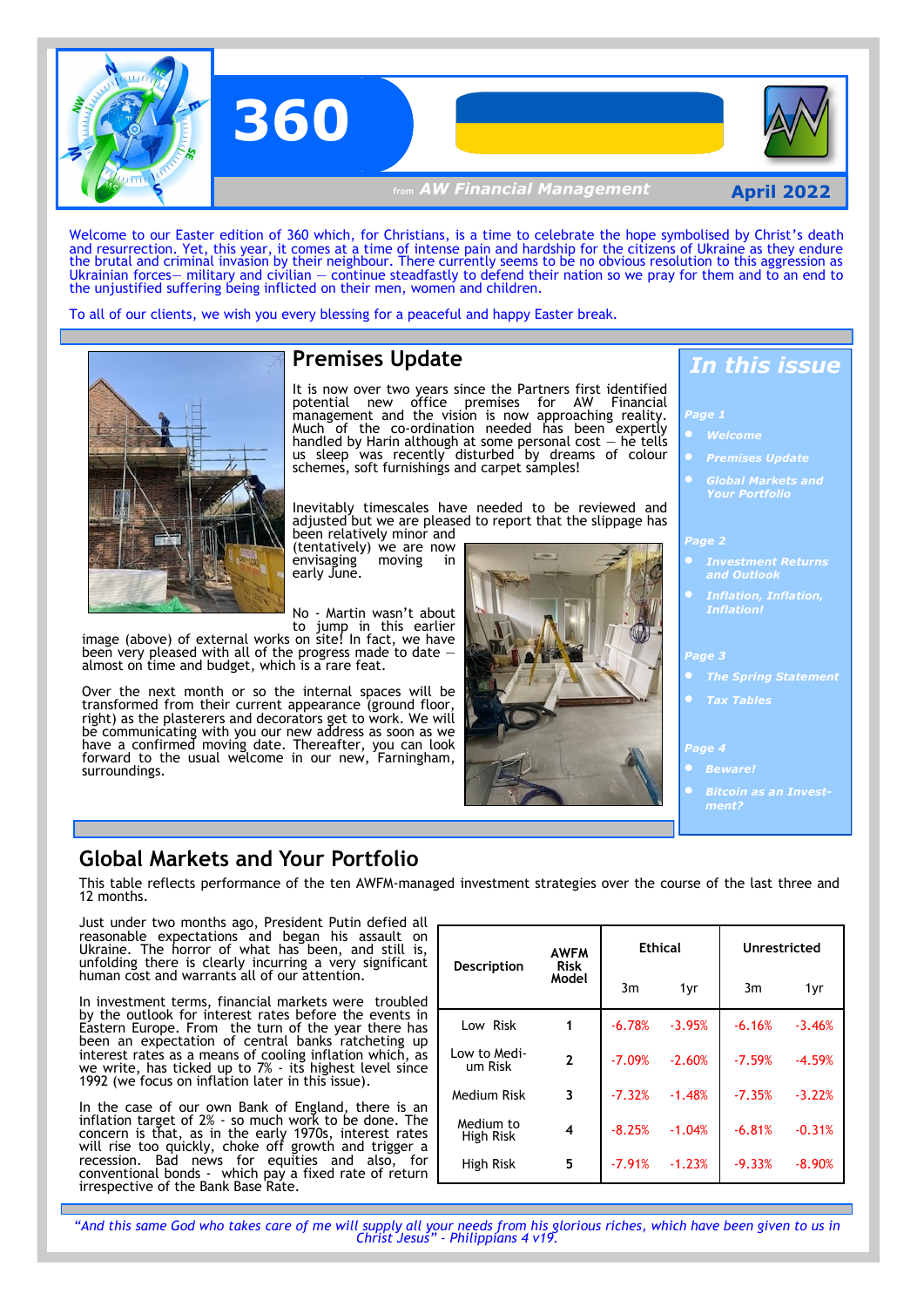# 360

from *AW Financial Management*

**April 2022**

Welcome to our Easter edition of 360 which, for Christians, is a time to celebrate the hope symbolised by Christ's death and resurrection. Yet, this year, it comes at a time of intense pain and hardship for the citizens of Ukraine as they endure the brutal and criminal invasion by their neighbour. There currently seems to be no obvious resolution to this aggression as Ukrainian forces— military and civilian — continue steadfastly to defend their nation so we pray for them and to an end to the unjustified suffering being inflicted on their men, women and children.

To all of our clients, we wish you every blessing for a peaceful and happy Easter break.

## In this issue

*Page 1*

- *Welcome*
- *Premises Update*
- *Global Markets and Your Portfolio*

*Page 2*

- *Investment Returns and Outlook*
- *Inflation, Inflation, Inflation!*

*Page 3*

- *The Spring Statement*
- *Tax Tables*

*Page 4*

- *Beware!*
- *Bitcoin as an Investment?*

## Premises Update

It is now over two years since the Partners first identified potential new office premises for AW Financial management and the vision is now approaching reality. Much of the co-ordination needed has been expertly handled by Harin although at some personal cost — he tells us sleep was recently disturbed by dreams of colour schemes, soft furnishings and carpet samples!

Inevitably timescales have needed to be reviewed and adjusted but we are pleased to report that the slippage has been relatively minor and (tentatively) we are now envisaging moving in early June.

No - Martin wasn't about to jump in this earlier image (above) of external works on site! In fact, we have been very pleased with all of the progress made to date — almost on time and budget, which is a rare feat.

Over the next month or so the internal spaces will be transformed from their current appearance (ground floor, right) as the plasterers and decorators get to work. We will be communicating with you our new address as soon as we have a confirmed moving date. Thereafter, you can look forward to the usual welcome in our new, Farningham, surroundings.

## Global Markets and Your Portfolio

This table reflects performance of the ten AWFM-managed investment strategies over the course of the last three and 12 months.

| Description | AWFM Risk Model | Ethical | | Unrestricted | |
|---|---|---|---|---|---|
| | | 3m | 1yr | 3m | 1yr |
| Low Risk | 1 | -6.78% | -3.95% | -6.16% | -3.46% |
| Low to Medium Risk | 2 | -7.09% | -2.60% | -7.59% | -4.59% |
| Medium Risk | 3 | -7.32% | -1.48% | -7.35% | -3.22% |
| Medium to High Risk | 4 | -8.25% | -1.04% | -6.81% | -0.31% |
| High Risk | 5 | -7.91% | -1.23% | -9.33% | -8.90% |

Just under two months ago, President Putin defied all reasonable expectations and began his assault on Ukraine. The horror of what has been, and still is, unfolding there is clearly incurring a very significant human cost and warrants all of our attention.

In investment terms, financial markets were troubled by the outlook for interest rates before the events in Eastern Europe. From the turn of the year there has been an expectation of central banks ratcheting up interest rates as a means of cooling inflation which, as we write, has ticked up to 7% - its highest level since 1992 (we focus on inflation later in this issue).

In the case of our own Bank of England, there is an inflation target of 2% - so much work to be done. The concern is that, as in the early 1970s, interest rates will rise too quickly, choke off growth and trigger a recession. Bad news for equities and also, for conventional bonds - which pay a fixed rate of return irrespective of the Bank Base Rate.

*"And this same God who takes care of me will supply all your needs from his glorious riches, which have been given to us in Christ Jesus" - Philippians 4 v19.*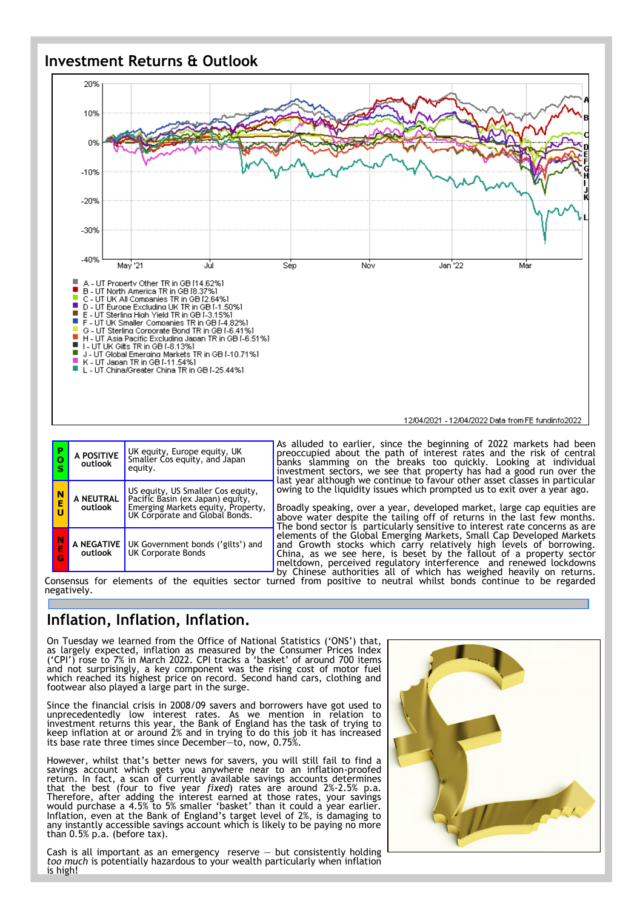## Investment Returns & Outlook

A - UT Property Other TR in GB [14.62%]
B - UT North America TR in GB [8.37%]
C - UT UK All Companies TR in GB [2.64%]
D - UT Europe Excluding UK TR in GB [-1.50%]
E - UT Sterling High Yield TR in GB [-3.15%]
F - UT UK Smaller Companies TR in GB [-4.82%]
G - UT Sterling Corporate Bond TR in GB [-6.41%]
H - UT Asia Pacific Excluding Japan TR in GB [-6.51%]
I - UT UK Gilts TR in GB [-8.13%]
J - UT Global Emerging Markets TR in GB [-10.71%]
K - UT Japan TR in GB [-11.54%]
L - UT China/Greater China TR in GB [-25.44%]

12/04/2021 - 12/04/2022 Data from FE fundinfo2022

| | | |
|---|---|---|
| POS | A POSITIVE outlook | UK equity, Europe equity, UK Smaller Cos equity, and Japan equity. |
| NEU | A NEUTRAL outlook | US equity, US Smaller Cos equity, Pacific Basin (ex Japan) equity, Emerging Markets equity, Property, UK Corporate and Global Bonds. |
| NEG | A NEGATIVE outlook | UK Government bonds ('gilts') and UK Corporate Bonds |

As alluded to earlier, since the beginning of 2022 markets had been preoccupied about the path of interest rates and the risk of central banks slamming on the breaks too quickly. Looking at individual investment sectors, we see that property has had a good run over the last year although we continue to favour other asset classes in particular owing to the liquidity issues which prompted us to exit over a year ago.

Broadly speaking, over a year, developed market, large cap equities are above water despite the tailing off of returns in the last few months. The bond sector is particularly sensitive to interest rate concerns as are elements of the Global Emerging Markets, Small Cap Developed Markets and Growth stocks which carry relatively high levels of borrowing. China, as we see here, is beset by the fallout of a property sector meltdown, perceived regulatory interference and renewed lockdowns by Chinese authorities all of which has weighed heavily on returns. Consensus for elements of the equities sector turned from positive to neutral whilst bonds continue to be regarded negatively.

## Inflation, Inflation, Inflation.

On Tuesday we learned from the Office of National Statistics ('ONS') that, as largely expected, inflation as measured by the Consumer Prices Index ('CPI') rose to 7% in March 2022. CPI tracks a 'basket' of around 700 items and not surprisingly, a key component was the rising cost of motor fuel which reached its highest price on record. Second hand cars, clothing and footwear also played a large part in the surge.

Since the financial crisis in 2008/09 savers and borrowers have got used to unprecedentedly low interest rates. As we mention in relation to investment returns this year, the Bank of England has the task of trying to keep inflation at or around 2% and in trying to do this job it has increased its base rate three times since December—to, now, 0.75%.

However, whilst that's better news for savers, you will still fail to find a savings account which gets you anywhere near to an inflation-proofed return. In fact, a scan of currently available savings accounts determines that the best (four to five year *fixed*) rates are around 2%-2.5% p.a. Therefore, after adding the interest earned at those rates, your savings would purchase a 4.5% to 5% smaller 'basket' than it could a year earlier. Inflation, even at the Bank of England's target level of 2%, is damaging to any instantly accessible savings account which is likely to be paying no more than 0.5% p.a. (before tax).

Cash is all important as an emergency reserve — but consistently holding *too much* is potentially hazardous to your wealth particularly when inflation is high!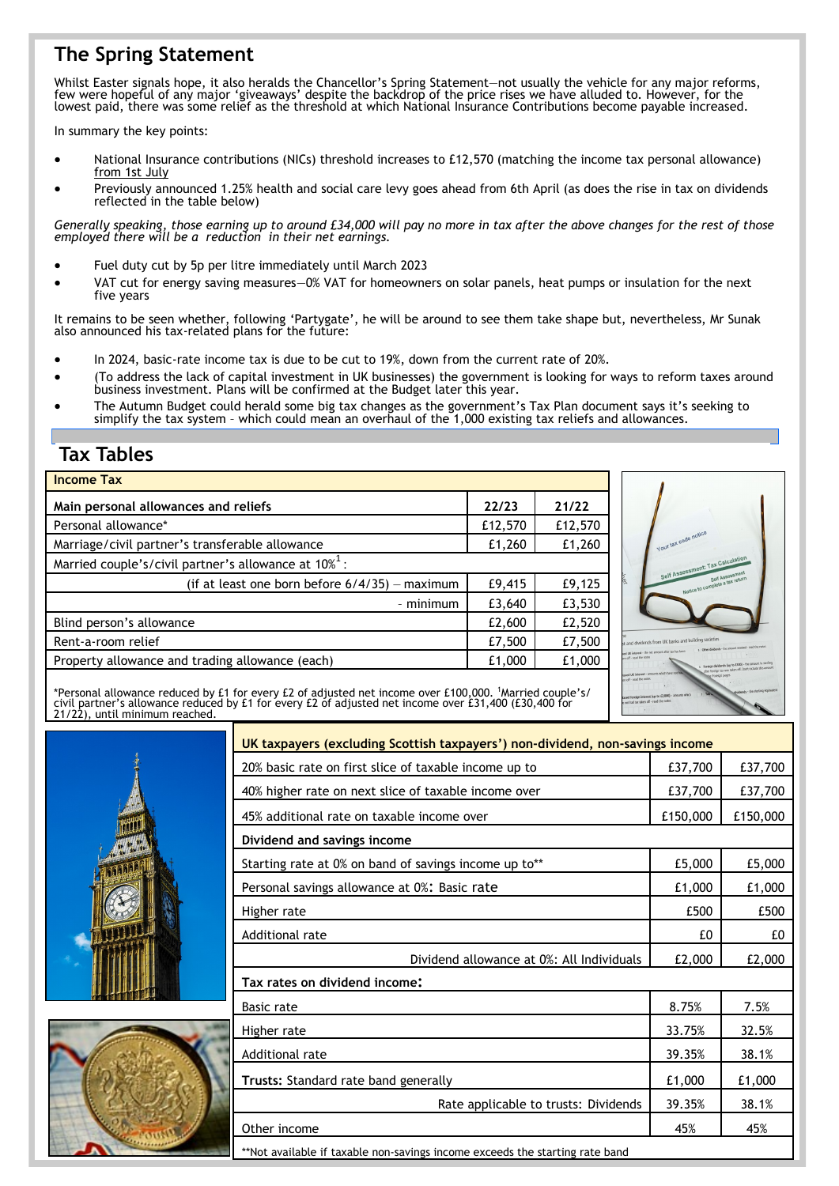## The Spring Statement

Whilst Easter signals hope, it also heralds the Chancellor's Spring Statement—not usually the vehicle for any major reforms, few were hopeful of any major 'giveaways' despite the backdrop of the price rises we have alluded to. However, for the lowest paid, there was some relief as the threshold at which National Insurance Contributions become payable increased.

In summary the key points:

- National Insurance contributions (NICs) threshold increases to £12,570 (matching the income tax personal allowance) from 1st July
- Previously announced 1.25% health and social care levy goes ahead from 6th April (as does the rise in tax on dividends reflected in the table below)

*Generally speaking, those earning up to around £34,000 will pay no more in tax after the above changes for the rest of those employed there will be a reduction in their net earnings.*

- Fuel duty cut by 5p per litre immediately until March 2023
- VAT cut for energy saving measures—0% VAT for homeowners on solar panels, heat pumps or insulation for the next five years

It remains to be seen whether, following 'Partygate', he will be around to see them take shape but, nevertheless, Mr Sunak also announced his tax-related plans for the future:

- In 2024, basic-rate income tax is due to be cut to 19%, down from the current rate of 20%.
- (To address the lack of capital investment in UK businesses) the government is looking for ways to reform taxes around business investment. Plans will be confirmed at the Budget later this year.
- The Autumn Budget could herald some big tax changes as the government's Tax Plan document says it's seeking to simplify the tax system – which could mean an overhaul of the 1,000 existing tax reliefs and allowances.

## Tax Tables

**Income Tax**

| **Main personal allowances and reliefs** | **22/23** | **21/22** |
|---|---|---|
| Personal allowance* | £12,570 | £12,570 |
| Marriage/civil partner's transferable allowance | £1,260 | £1,260 |
| Married couple's/civil partner's allowance at 10%[1]: | | |
| (if at least one born before 6/4/35) – maximum | £9,415 | £9,125 |
| – minimum | £3,640 | £3,530 |
| Blind person's allowance | £2,600 | £2,520 |
| Rent-a-room relief | £7,500 | £7,500 |
| Property allowance and trading allowance (each) | £1,000 | £1,000 |

*Personal allowance reduced by £1 for every £2 of adjusted net income over £100,000. [1]Married couple's/civil partner's allowance reduced by £1 for every £2 of adjusted net income over £31,400 (£30,400 for 21/22), until minimum reached.

| **UK taxpayers (excluding Scottish taxpayers') non-dividend, non-savings income** | | |
|---|---|---|
| 20% basic rate on first slice of taxable income up to | £37,700 | £37,700 |
| 40% higher rate on next slice of taxable income over | £37,700 | £37,700 |
| 45% additional rate on taxable income over | £150,000 | £150,000 |
| **Dividend and savings income** | | |
| Starting rate at 0% on band of savings income up to** | £5,000 | £5,000 |
| Personal savings allowance at 0%: Basic rate | £1,000 | £1,000 |
| Higher rate | £500 | £500 |
| Additional rate | £0 | £0 |
| Dividend allowance at 0%: All Individuals | £2,000 | £2,000 |
| **Tax rates on dividend income:** | | |
| Basic rate | 8.75% | 7.5% |
| Higher rate | 33.75% | 32.5% |
| Additional rate | 39.35% | 38.1% |
| **Trusts:** Standard rate band generally | £1,000 | £1,000 |
| Rate applicable to trusts: Dividends | 39.35% | 38.1% |
| Other income | 45% | 45% |

**Not available if taxable non-savings income exceeds the starting rate band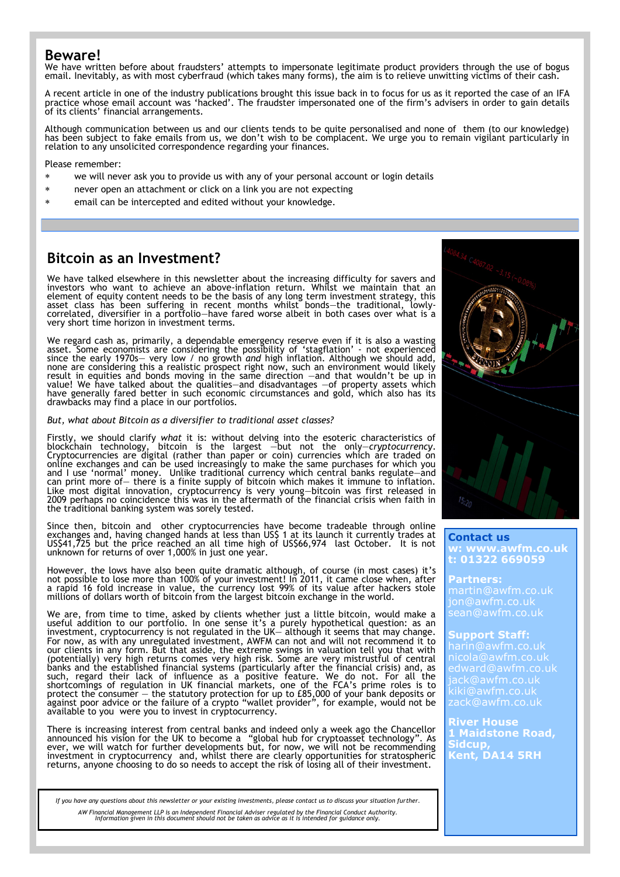## Beware!

We have written before about fraudsters' attempts to impersonate legitimate product providers through the use of bogus email. Inevitably, as with most cyberfraud (which takes many forms), the aim is to relieve unwitting victims of their cash.

A recent article in one of the industry publications brought this issue back in to focus for us as it reported the case of an IFA practice whose email account was 'hacked'. The fraudster impersonated one of the firm's advisers in order to gain details of its clients' financial arrangements.

Although communication between us and our clients tends to be quite personalised and none of them (to our knowledge) has been subject to fake emails from us, we don't wish to be complacent. We urge you to remain vigilant particularly in relation to any unsolicited correspondence regarding your finances.

Please remember:

- we will never ask you to provide us with any of your personal account or login details
- never open an attachment or click on a link you are not expecting
- email can be intercepted and edited without your knowledge.

## Bitcoin as an Investment?

We have talked elsewhere in this newsletter about the increasing difficulty for savers and investors who want to achieve an above-inflation return. Whilst we maintain that an element of equity content needs to be the basis of any long term investment strategy, this asset class has been suffering in recent months whilst bonds—the traditional, lowly-correlated, diversifier in a portfolio—have fared worse albeit in both cases over what is a very short time horizon in investment terms.

We regard cash as, primarily, a dependable emergency reserve even if it is also a wasting asset. Some economists are considering the possibility of 'stagflation' - not experienced since the early 1970s— very low / no growth *and* high inflation. Although we should add, none are considering this a realistic prospect right now, such an environment would likely result in equities and bonds moving in the same direction —and that wouldn't be up in value! We have talked about the qualities—and disadvantages —of property assets which have generally fared better in such economic circumstances and gold, which also has its drawbacks may find a place in our portfolios.

*But, what about Bitcoin as a diversifier to traditional asset classes?*

Firstly, we should clarify *what* it is: without delving into the esoteric characteristics of blockchain technology, bitcoin is the largest —but not the only—*cryptocurrency*. Cryptocurrencies are digital (rather than paper or coin) currencies which are traded on online exchanges and can be used increasingly to make the same purchases for which you and I use 'normal' money. Unlike traditional currency which central banks regulate—and can print more of— there is a finite supply of bitcoin which makes it immune to inflation. Like most digital innovation, cryptocurrency is very young—bitcoin was first released in 2009 perhaps no coincidence this was in the aftermath of the financial crisis when faith in the traditional banking system was sorely tested.

Since then, bitcoin and other cryptocurrencies have become tradeable through online exchanges and, having changed hands at less than US$ 1 at its launch it currently trades at US$41,725 but the price reached an all time high of US$66,974 last October. It is not unknown for returns of over 1,000% in just one year.

However, the lows have also been quite dramatic although, of course (in most cases) it's not possible to lose more than 100% of your investment! In 2011, it came close when, after a rapid 16 fold increase in value, the currency lost 99% of its value after hackers stole millions of dollars worth of bitcoin from the largest bitcoin exchange in the world.

We are, from time to time, asked by clients whether just a little bitcoin, would make a useful addition to our portfolio. In one sense it's a purely hypothetical question: as an investment, cryptocurrency is not regulated in the UK— although it seems that may change. For now, as with any unregulated investment, AWFM can not and will not recommend it to our clients in any form. But that aside, the extreme swings in valuation tell you that with (potentially) very high returns comes very high risk. Some are very mistrustful of central banks and the established financial systems (particularly after the financial crisis) and, as such, regard their lack of influence as a positive feature. We do not. For all the shortcomings of regulation in UK financial markets, one of the FCA's prime roles is to protect the consumer — the statutory protection for up to £85,000 of your bank deposits or against poor advice or the failure of a crypto "wallet provider", for example, would not be available to you were you to invest in cryptocurrency.

There is increasing interest from central banks and indeed only a week ago the Chancellor announced his vision for the UK to become a "global hub for cryptoasset technology". As ever, we will watch for further developments but, for now, we will not be recommending investment in cryptocurrency and, whilst there are clearly opportunities for stratospheric returns, anyone choosing to do so needs to accept the risk of losing all of their investment.

**Contact us**
**w: www.awfm.co.uk**
**t: 01322 669059**

**Partners:**
martin@awfm.co.uk
jon@awfm.co.uk
sean@awfm.co.uk

**Support Staff:**
harin@awfm.co.uk
nicola@awfm.co.uk
edward@awfm.co.uk
jack@awfm.co.uk
kiki@awfm.co.uk
zack@awfm.co.uk

**River House**
**1 Maidstone Road,**
**Sidcup,**
**Kent, DA14 5RH**

*If you have any questions about this newsletter or your existing investments, please contact us to discuss your situation further.*

*AW Financial Management LLP is an Independent Financial Adviser regulated by the Financial Conduct Authority. Information given in this document should not be taken as advice as it is intended for guidance only.*